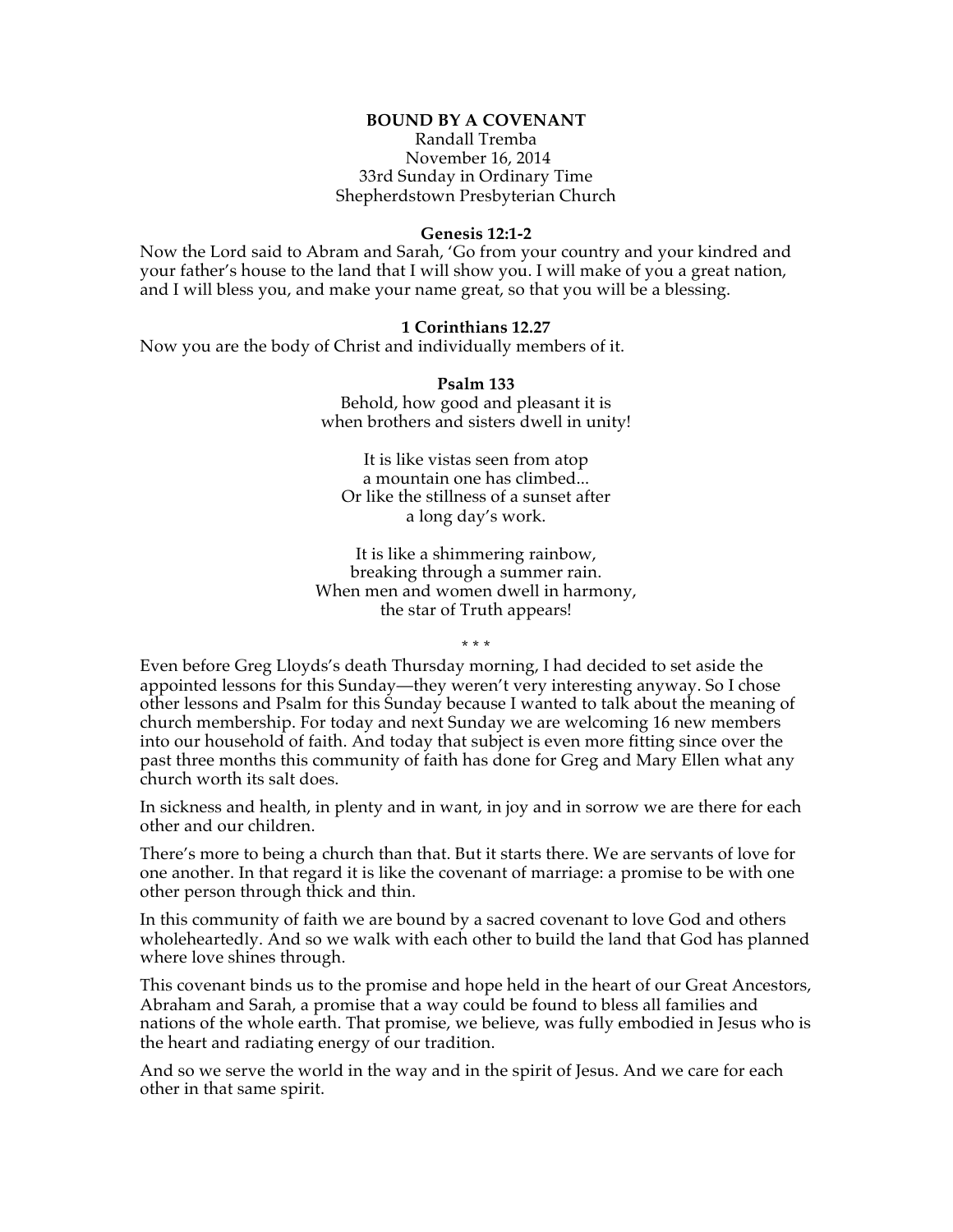# BOUND BY A COVENANT

Randall Tremba
November 16, 2014
33rd Sunday in Ordinary Time
Shepherdstown Presbyterian Church

**Genesis 12:1-2**

Now the Lord said to Abram and Sarah, 'Go from your country and your kindred and your father's house to the land that I will show you. I will make of you a great nation, and I will bless you, and make your name great, so that you will be a blessing.

**1 Corinthians 12.27**

Now you are the body of Christ and individually members of it.

**Psalm 133**

Behold, how good and pleasant it is
when brothers and sisters dwell in unity!

It is like vistas seen from atop
a mountain one has climbed...
Or like the stillness of a sunset after
a long day's work.

It is like a shimmering rainbow,
breaking through a summer rain.
When men and women dwell in harmony,
the star of Truth appears!

\* \* \*

Even before Greg Lloyds's death Thursday morning, I had decided to set aside the appointed lessons for this Sunday—they weren't very interesting anyway. So I chose other lessons and Psalm for this Sunday because I wanted to talk about the meaning of church membership. For today and next Sunday we are welcoming 16 new members into our household of faith. And today that subject is even more fitting since over the past three months this community of faith has done for Greg and Mary Ellen what any church worth its salt does.

In sickness and health, in plenty and in want, in joy and in sorrow we are there for each other and our children.

There's more to being a church than that. But it starts there. We are servants of love for one another. In that regard it is like the covenant of marriage: a promise to be with one other person through thick and thin.

In this community of faith we are bound by a sacred covenant to love God and others wholeheartedly. And so we walk with each other to build the land that God has planned where love shines through.

This covenant binds us to the promise and hope held in the heart of our Great Ancestors, Abraham and Sarah, a promise that a way could be found to bless all families and nations of the whole earth. That promise, we believe, was fully embodied in Jesus who is the heart and radiating energy of our tradition.

And so we serve the world in the way and in the spirit of Jesus. And we care for each other in that same spirit.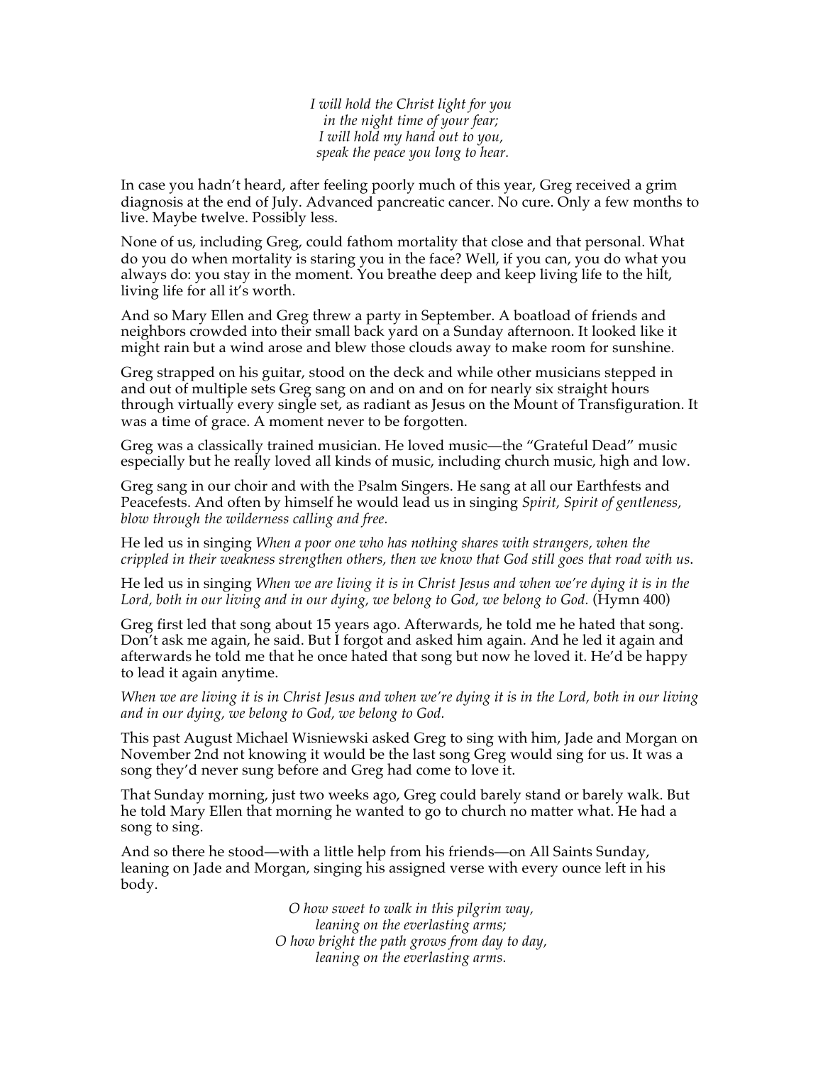*I will hold the Christ light for you*
*in the night time of your fear;*
*I will hold my hand out to you,*
*speak the peace you long to hear.*

In case you hadn't heard, after feeling poorly much of this year, Greg received a grim diagnosis at the end of July. Advanced pancreatic cancer. No cure. Only a few months to live. Maybe twelve. Possibly less.

None of us, including Greg, could fathom mortality that close and that personal. What do you do when mortality is staring you in the face? Well, if you can, you do what you always do: you stay in the moment. You breathe deep and keep living life to the hilt, living life for all it's worth.

And so Mary Ellen and Greg threw a party in September. A boatload of friends and neighbors crowded into their small back yard on a Sunday afternoon. It looked like it might rain but a wind arose and blew those clouds away to make room for sunshine.

Greg strapped on his guitar, stood on the deck and while other musicians stepped in and out of multiple sets Greg sang on and on and on for nearly six straight hours through virtually every single set, as radiant as Jesus on the Mount of Transfiguration. It was a time of grace. A moment never to be forgotten.

Greg was a classically trained musician. He loved music—the "Grateful Dead" music especially but he really loved all kinds of music, including church music, high and low.

Greg sang in our choir and with the Psalm Singers. He sang at all our Earthfests and Peacefests. And often by himself he would lead us in singing *Spirit, Spirit of gentleness, blow through the wilderness calling and free.*

He led us in singing *When a poor one who has nothing shares with strangers, when the crippled in their weakness strengthen others, then we know that God still goes that road with us.*

He led us in singing *When we are living it is in Christ Jesus and when we're dying it is in the Lord, both in our living and in our dying, we belong to God, we belong to God.* (Hymn 400)

Greg first led that song about 15 years ago. Afterwards, he told me he hated that song. Don't ask me again, he said. But I forgot and asked him again. And he led it again and afterwards he told me that he once hated that song but now he loved it. He'd be happy to lead it again anytime.

*When we are living it is in Christ Jesus and when we're dying it is in the Lord, both in our living and in our dying, we belong to God, we belong to God.*

This past August Michael Wisniewski asked Greg to sing with him, Jade and Morgan on November 2nd not knowing it would be the last song Greg would sing for us. It was a song they'd never sung before and Greg had come to love it.

That Sunday morning, just two weeks ago, Greg could barely stand or barely walk. But he told Mary Ellen that morning he wanted to go to church no matter what. He had a song to sing.

And so there he stood—with a little help from his friends—on All Saints Sunday, leaning on Jade and Morgan, singing his assigned verse with every ounce left in his body.

*O how sweet to walk in this pilgrim way,*
*leaning on the everlasting arms;*
*O how bright the path grows from day to day,*
*leaning on the everlasting arms.*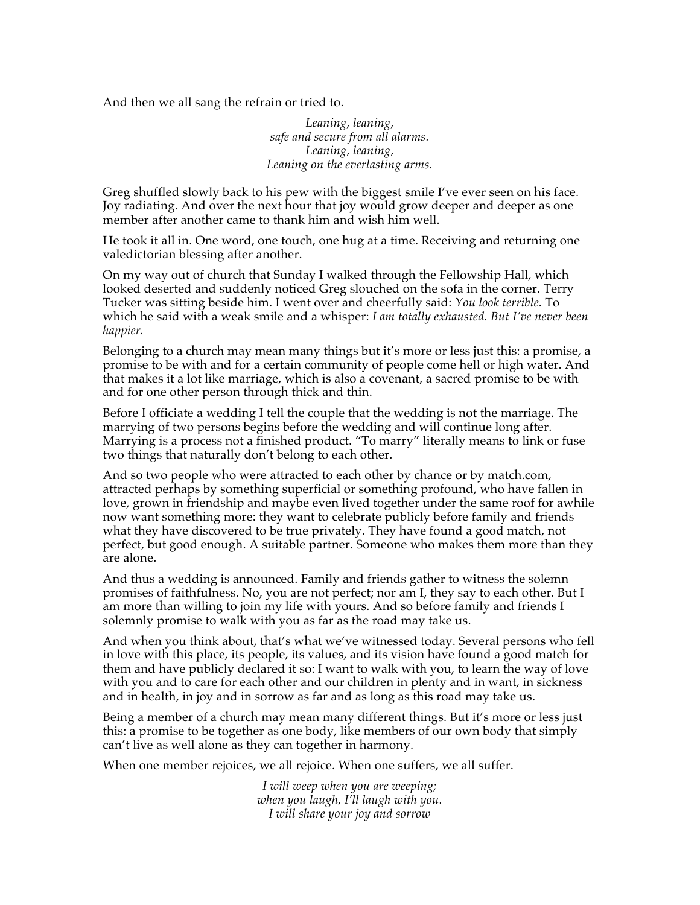And then we all sang the refrain or tried to.

*Leaning, leaning,*
*safe and secure from all alarms.*
*Leaning, leaning,*
*Leaning on the everlasting arms.*

Greg shuffled slowly back to his pew with the biggest smile I've ever seen on his face. Joy radiating. And over the next hour that joy would grow deeper and deeper as one member after another came to thank him and wish him well.

He took it all in. One word, one touch, one hug at a time. Receiving and returning one valedictorian blessing after another.

On my way out of church that Sunday I walked through the Fellowship Hall, which looked deserted and suddenly noticed Greg slouched on the sofa in the corner. Terry Tucker was sitting beside him. I went over and cheerfully said: *You look terrible.* To which he said with a weak smile and a whisper: *I am totally exhausted. But I've never been happier.*

Belonging to a church may mean many things but it's more or less just this: a promise, a promise to be with and for a certain community of people come hell or high water. And that makes it a lot like marriage, which is also a covenant, a sacred promise to be with and for one other person through thick and thin.

Before I officiate a wedding I tell the couple that the wedding is not the marriage. The marrying of two persons begins before the wedding and will continue long after. Marrying is a process not a finished product. "To marry" literally means to link or fuse two things that naturally don't belong to each other.

And so two people who were attracted to each other by chance or by match.com, attracted perhaps by something superficial or something profound, who have fallen in love, grown in friendship and maybe even lived together under the same roof for awhile now want something more: they want to celebrate publicly before family and friends what they have discovered to be true privately. They have found a good match, not perfect, but good enough. A suitable partner. Someone who makes them more than they are alone.

And thus a wedding is announced. Family and friends gather to witness the solemn promises of faithfulness. No, you are not perfect; nor am I, they say to each other. But I am more than willing to join my life with yours. And so before family and friends I solemnly promise to walk with you as far as the road may take us.

And when you think about, that's what we've witnessed today. Several persons who fell in love with this place, its people, its values, and its vision have found a good match for them and have publicly declared it so: I want to walk with you, to learn the way of love with you and to care for each other and our children in plenty and in want, in sickness and in health, in joy and in sorrow as far and as long as this road may take us.

Being a member of a church may mean many different things. But it's more or less just this: a promise to be together as one body, like members of our own body that simply can't live as well alone as they can together in harmony.

When one member rejoices, we all rejoice. When one suffers, we all suffer.

*I will weep when you are weeping;*
*when you laugh, I'll laugh with you.*
*I will share your joy and sorrow*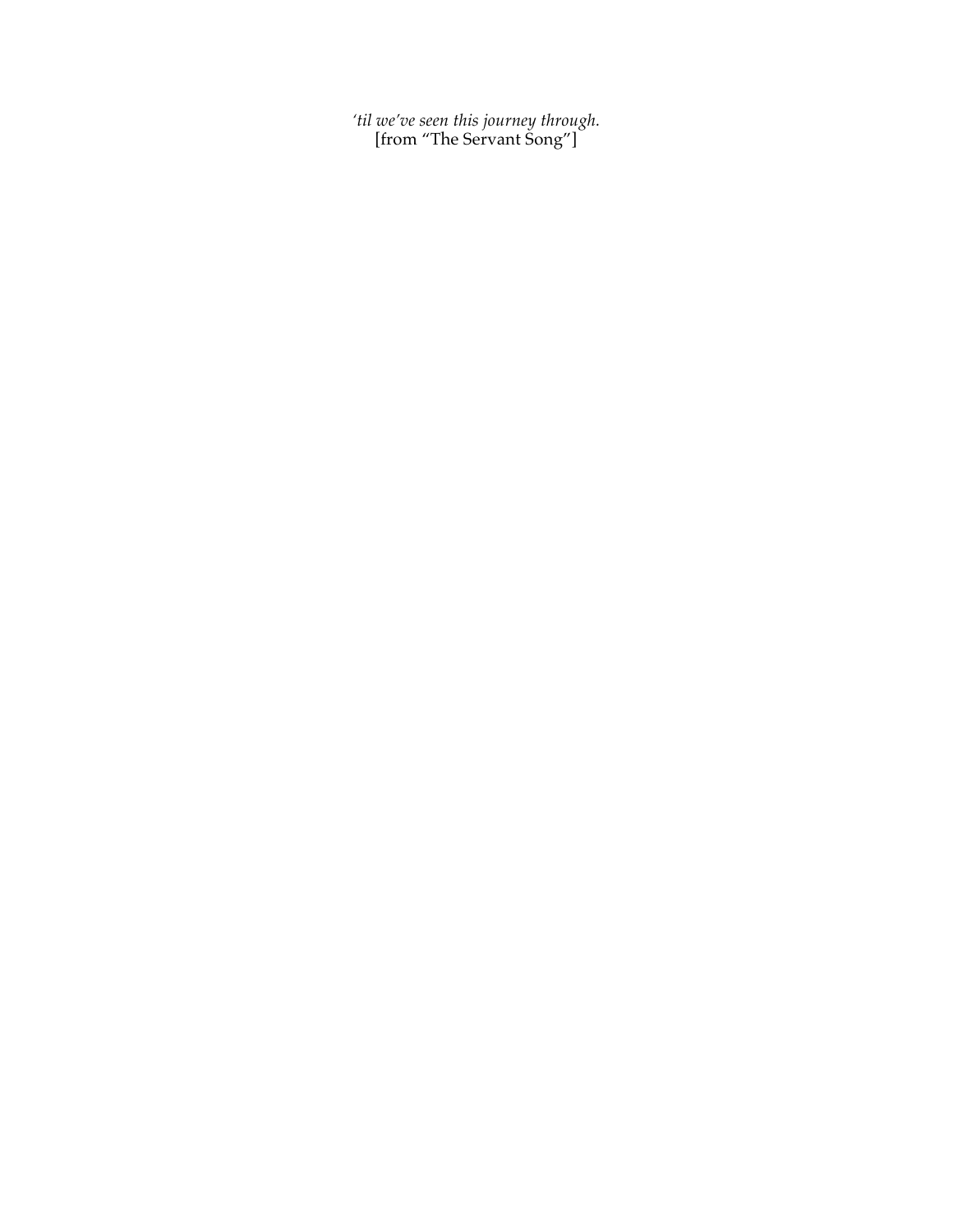*'til we've seen this journey through.*
[from "The Servant Song"]